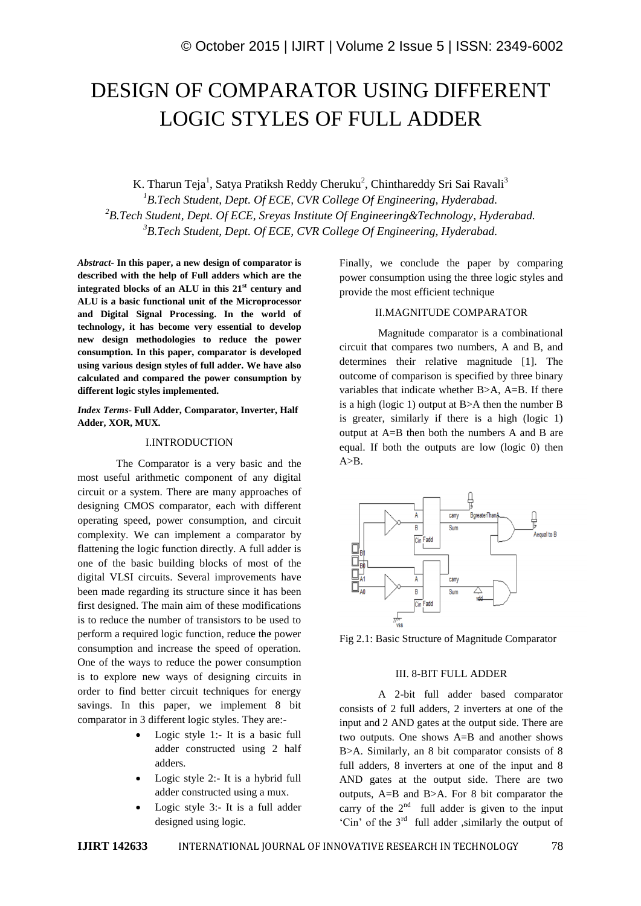# DESIGN OF COMPARATOR USING DIFFERENT LOGIC STYLES OF FULL ADDER

K. Tharun Teja[1], Satya Pratiksh Reddy Cheruku[2], Chinthareddy Sri Sai Ravali[3]

[1]*B.Tech Student, Dept. Of ECE, CVR College Of Engineering, Hyderabad.*
[2]*B.Tech Student, Dept. Of ECE, Sreyas Institute Of Engineering&Technology, Hyderabad.*
[3]*B.Tech Student, Dept. Of ECE, CVR College Of Engineering, Hyderabad.*

***Abstract*- In this paper, a new design of comparator is described with the help of Full adders which are the integrated blocks of an ALU in this 21st century and ALU is a basic functional unit of the Microprocessor and Digital Signal Processing. In the world of technology, it has become very essential to develop new design methodologies to reduce the power consumption. In this paper, comparator is developed using various design styles of full adder. We have also calculated and compared the power consumption by different logic styles implemented.**

***Index Terms*- Full Adder, Comparator, Inverter, Half Adder, XOR, MUX.**

## I.INTRODUCTION

The Comparator is a very basic and the most useful arithmetic component of any digital circuit or a system. There are many approaches of designing CMOS comparator, each with different operating speed, power consumption, and circuit complexity. We can implement a comparator by flattening the logic function directly. A full adder is one of the basic building blocks of most of the digital VLSI circuits. Several improvements have been made regarding its structure since it has been first designed. The main aim of these modifications is to reduce the number of transistors to be used to perform a required logic function, reduce the power consumption and increase the speed of operation. One of the ways to reduce the power consumption is to explore new ways of designing circuits in order to find better circuit techniques for energy savings. In this paper, we implement 8 bit comparator in 3 different logic styles. They are:-

- Logic style 1:- It is a basic full adder constructed using 2 half adders.
- Logic style 2:- It is a hybrid full adder constructed using a mux.
- Logic style 3:- It is a full adder designed using logic.

Finally, we conclude the paper by comparing power consumption using the three logic styles and provide the most efficient technique

## II.MAGNITUDE COMPARATOR

Magnitude comparator is a combinational circuit that compares two numbers, A and B, and determines their relative magnitude [1]. The outcome of comparison is specified by three binary variables that indicate whether B>A, A=B. If there is a high (logic 1) output at B>A then the number B is greater, similarly if there is a high (logic 1) output at A=B then both the numbers A and B are equal. If both the outputs are low (logic 0) then A>B.

Fig 2.1: Basic Structure of Magnitude Comparator

## III. 8-BIT FULL ADDER

A 2-bit full adder based comparator consists of 2 full adders, 2 inverters at one of the input and 2 AND gates at the output side. There are two outputs. One shows A=B and another shows B>A. Similarly, an 8 bit comparator consists of 8 full adders, 8 inverters at one of the input and 8 AND gates at the output side. There are two outputs, A=B and B>A. For 8 bit comparator the carry of the 2nd full adder is given to the input 'Cin' of the 3rd full adder ,similarly the output of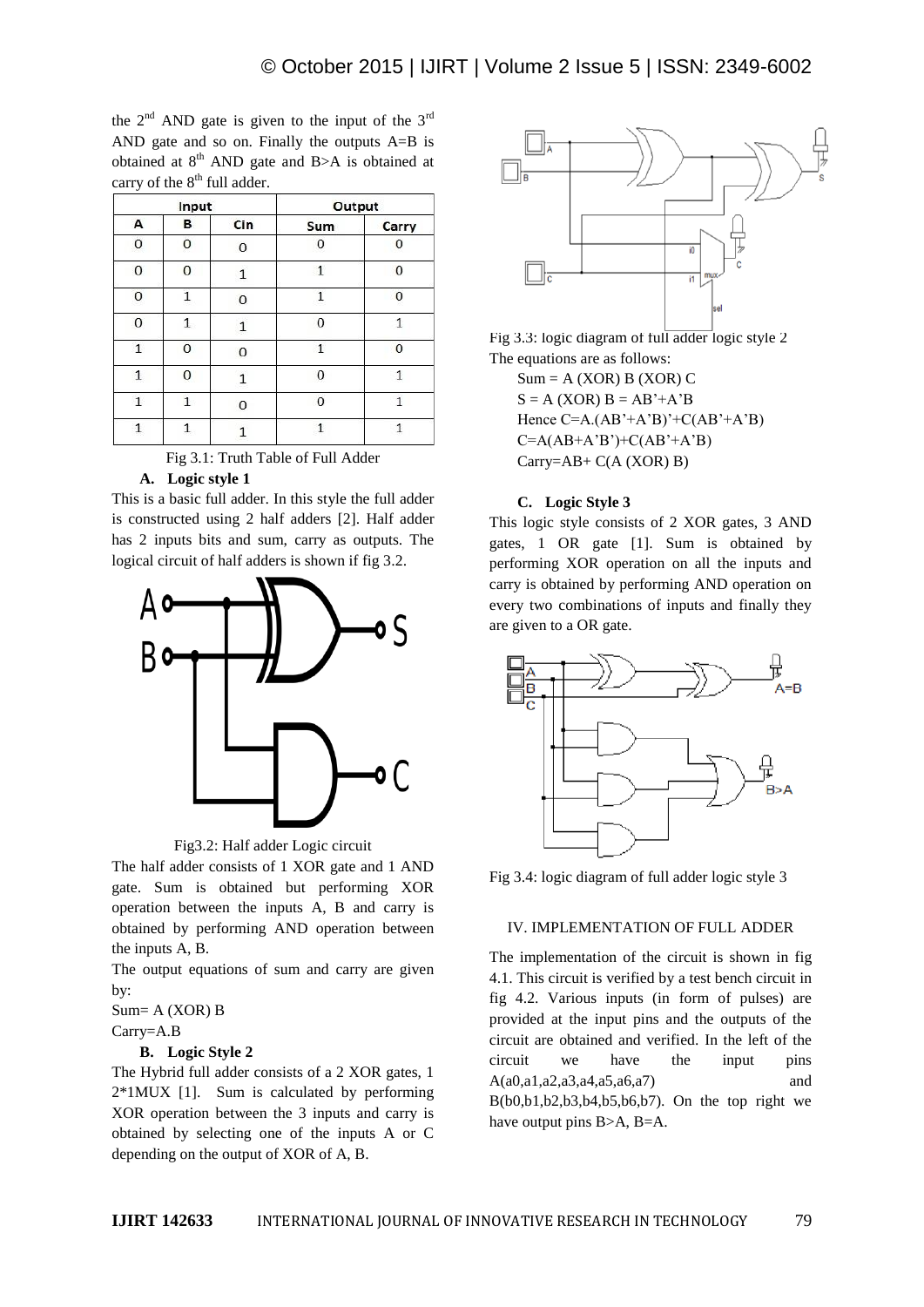the 2nd AND gate is given to the input of the 3rd AND gate and so on. Finally the outputs A=B is obtained at 8th AND gate and B>A is obtained at carry of the 8th full adder.

| Input | | | Output | |
|---|---|---|---|---|
| A | B | Cin | Sum | Carry |
| 0 | 0 | 0 | 0 | 0 |
| 0 | 0 | 1 | 1 | 0 |
| 0 | 1 | 0 | 1 | 0 |
| 0 | 1 | 1 | 0 | 1 |
| 1 | 0 | 0 | 1 | 0 |
| 1 | 0 | 1 | 0 | 1 |
| 1 | 1 | 0 | 0 | 1 |
| 1 | 1 | 1 | 1 | 1 |

Fig 3.1: Truth Table of Full Adder

### A. Logic style 1

This is a basic full adder. In this style the full adder is constructed using 2 half adders [2]. Half adder has 2 inputs bits and sum, carry as outputs. The logical circuit of half adders is shown if fig 3.2.

Fig3.2: Half adder Logic circuit

The half adder consists of 1 XOR gate and 1 AND gate. Sum is obtained but performing XOR operation between the inputs A, B and carry is obtained by performing AND operation between the inputs A, B.

The output equations of sum and carry are given by:

Sum= A (XOR) B

Carry=A.B

### B. Logic Style 2

The Hybrid full adder consists of a 2 XOR gates, 1 2*1MUX [1]. Sum is calculated by performing XOR operation between the 3 inputs and carry is obtained by selecting one of the inputs A or C depending on the output of XOR of A, B.

Fig 3.3: logic diagram of full adder logic style 2

The equations are as follows:

Sum = A (XOR) B (XOR) C

S = A (XOR) B = AB'+A'B

Hence C=A.(AB'+A'B)'+C(AB'+A'B)

C=A(AB+A'B')+C(AB'+A'B)

Carry=AB+ C(A (XOR) B)

### C. Logic Style 3

This logic style consists of 2 XOR gates, 3 AND gates, 1 OR gate [1]. Sum is obtained by performing XOR operation on all the inputs and carry is obtained by performing AND operation on every two combinations of inputs and finally they are given to a OR gate.

Fig 3.4: logic diagram of full adder logic style 3

## IV. IMPLEMENTATION OF FULL ADDER

The implementation of the circuit is shown in fig 4.1. This circuit is verified by a test bench circuit in fig 4.2. Various inputs (in form of pulses) are provided at the input pins and the outputs of the circuit are obtained and verified. In the left of the circuit we have the input pins A(a0,a1,a2,a3,a4,a5,a6,a7) and B(b0,b1,b2,b3,b4,b5,b6,b7). On the top right we have output pins B>A, B=A.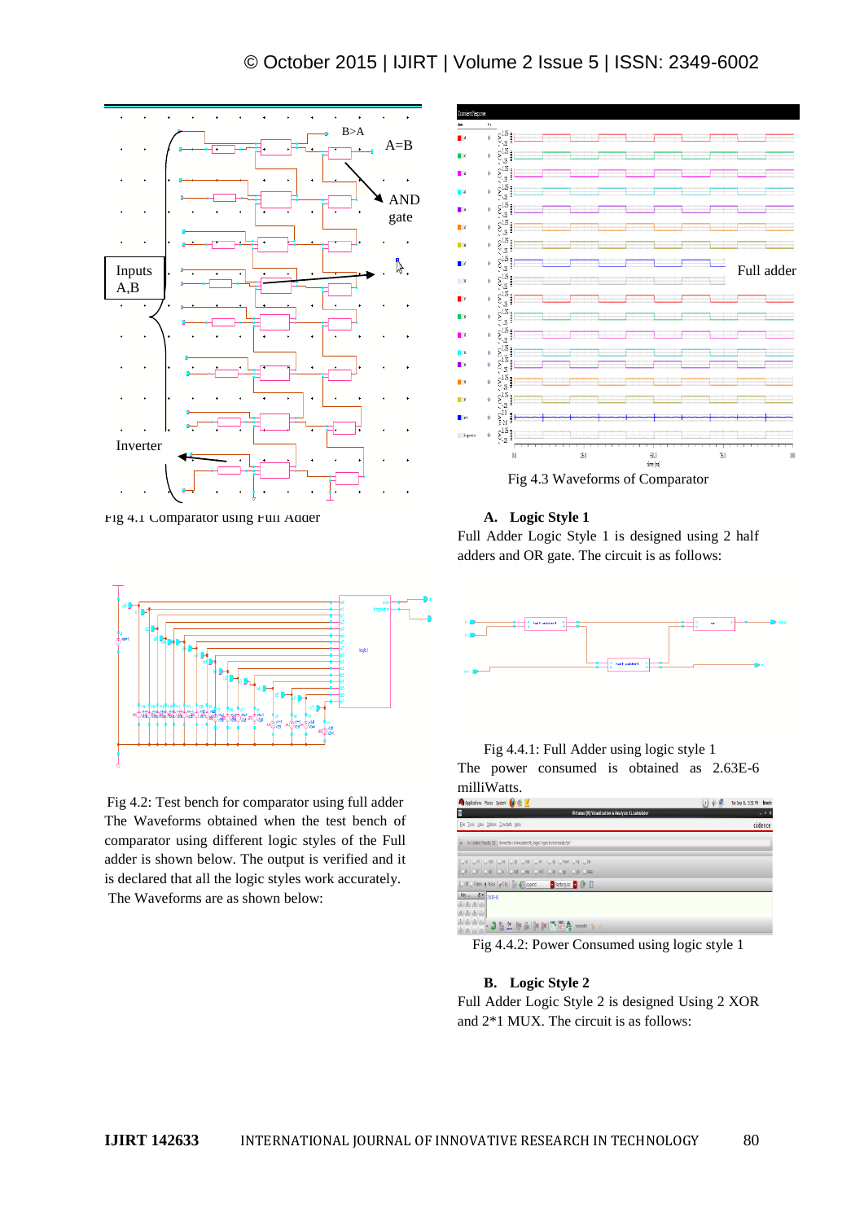Fig 4.1 Comparator using Full Adder

Fig 4.2: Test bench for comparator using full adder

The Waveforms obtained when the test bench of comparator using different logic styles of the Full adder is shown below. The output is verified and it is declared that all the logic styles work accurately.

The Waveforms are as shown below:

Fig 4.3 Waveforms of Comparator

### A. Logic Style 1

Full Adder Logic Style 1 is designed using 2 half adders and OR gate. The circuit is as follows:

Fig 4.4.1: Full Adder using logic style 1

The power consumed is obtained as 2.63E-6 milliWatts.

Fig 4.4.2: Power Consumed using logic style 1

### B. Logic Style 2

Full Adder Logic Style 2 is designed Using 2 XOR and 2*1 MUX. The circuit is as follows: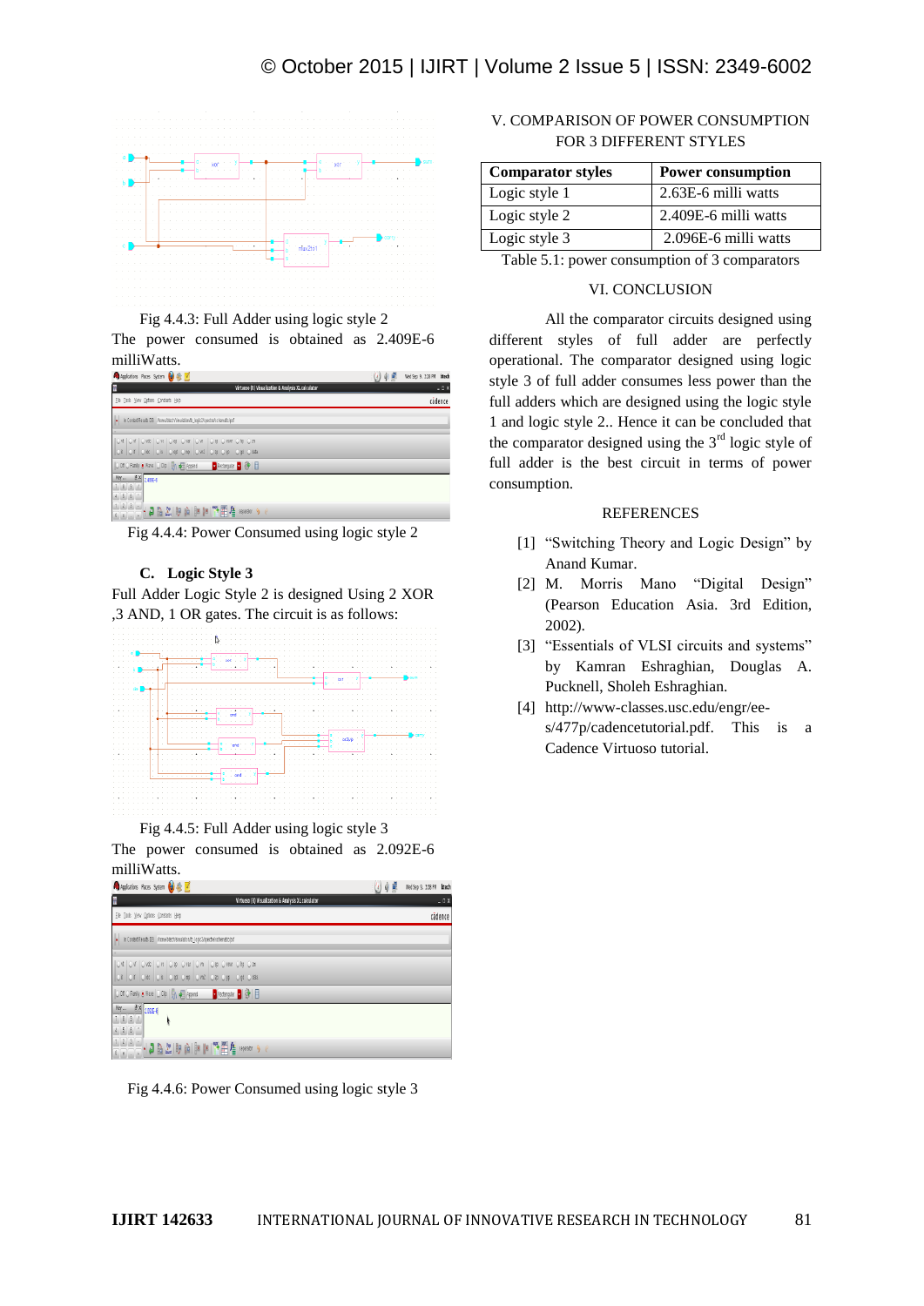Fig 4.4.3: Full Adder using logic style 2

The power consumed is obtained as 2.409E-6 milliWatts.

Fig 4.4.4: Power Consumed using logic style 2

### C. Logic Style 3

Full Adder Logic Style 2 is designed Using 2 XOR ,3 AND, 1 OR gates. The circuit is as follows:

Fig 4.4.5: Full Adder using logic style 3

The power consumed is obtained as 2.092E-6 milliWatts.

Fig 4.4.6: Power Consumed using logic style 3

## V. COMPARISON OF POWER CONSUMPTION FOR 3 DIFFERENT STYLES

| Comparator styles | Power consumption |
|---|---|
| Logic style 1 | 2.63E-6 milli watts |
| Logic style 2 | 2.409E-6 milli watts |
| Logic style 3 | 2.096E-6 milli watts |

Table 5.1: power consumption of 3 comparators

## VI. CONCLUSION

All the comparator circuits designed using different styles of full adder are perfectly operational. The comparator designed using logic style 3 of full adder consumes less power than the full adders which are designed using the logic style 1 and logic style 2.. Hence it can be concluded that the comparator designed using the 3rd logic style of full adder is the best circuit in terms of power consumption.

## REFERENCES

[1] “Switching Theory and Logic Design” by Anand Kumar.

[2] M. Morris Mano “Digital Design” (Pearson Education Asia. 3rd Edition, 2002).

[3] “Essentials of VLSI circuits and systems” by Kamran Eshraghian, Douglas A. Pucknell, Sholeh Eshraghian.

[4] http://www-classes.usc.edu/engr/ee-s/477p/cadencetutorial.pdf. This is a Cadence Virtuoso tutorial.